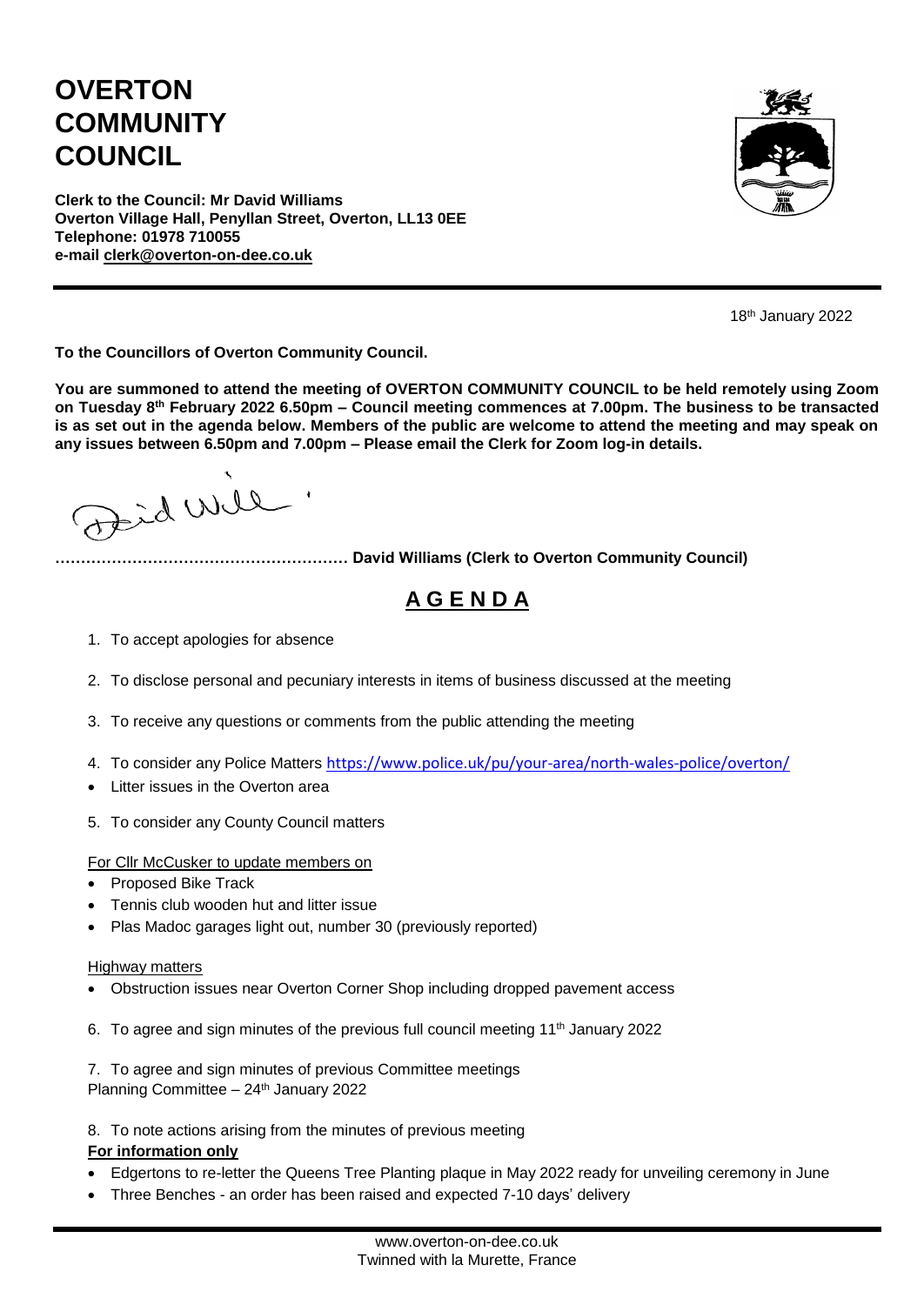# OVERTON COMMUNITY COUNCIL

**Clerk to the Council: Mr David Williams**
**Overton Village Hall, Penyllan Street, Overton, LL13 0EE**
**Telephone: 01978 710055**
**e-mail clerk@overton-on-dee.co.uk**

18th January 2022

**To the Councillors of Overton Community Council.**

**You are summoned to attend the meeting of OVERTON COMMUNITY COUNCIL to be held remotely using Zoom on Tuesday 8th February 2022 6.50pm – Council meeting commences at 7.00pm. The business to be transacted is as set out in the agenda below. Members of the public are welcome to attend the meeting and may speak on any issues between 6.50pm and 7.00pm – Please email the Clerk for Zoom log-in details.**

**………………………………………………… David Williams (Clerk to Overton Community Council)**

## A G E N D A

1. To accept apologies for absence

2. To disclose personal and pecuniary interests in items of business discussed at the meeting

3. To receive any questions or comments from the public attending the meeting

4. To consider any Police Matters https://www.police.uk/pu/your-area/north-wales-police/overton/

- Litter issues in the Overton area

5. To consider any County Council matters

For Cllr McCusker to update members on

- Proposed Bike Track
- Tennis club wooden hut and litter issue
- Plas Madoc garages light out, number 30 (previously reported)

Highway matters

- Obstruction issues near Overton Corner Shop including dropped pavement access

6. To agree and sign minutes of the previous full council meeting 11th January 2022

7. To agree and sign minutes of previous Committee meetings
Planning Committee – 24th January 2022

8. To note actions arising from the minutes of previous meeting

**For information only**

- Edgertons to re-letter the Queens Tree Planting plaque in May 2022 ready for unveiling ceremony in June
- Three Benches - an order has been raised and expected 7-10 days' delivery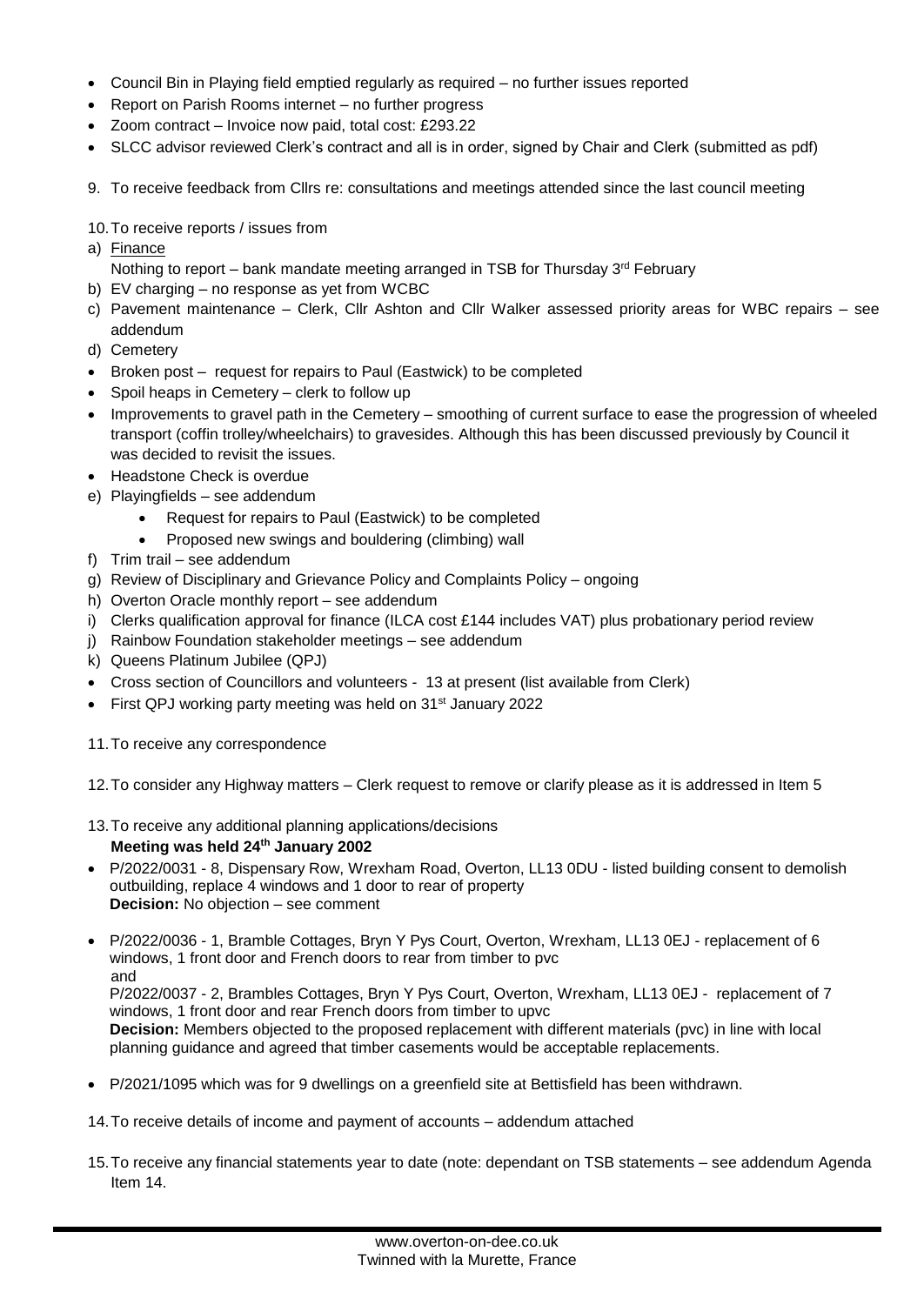- Council Bin in Playing field emptied regularly as required – no further issues reported
- Report on Parish Rooms internet – no further progress
- Zoom contract – Invoice now paid, total cost: £293.22
- SLCC advisor reviewed Clerk's contract and all is in order, signed by Chair and Clerk (submitted as pdf)

9. To receive feedback from Cllrs re: consultations and meetings attended since the last council meeting

10. To receive reports / issues from

a) Finance
   Nothing to report – bank mandate meeting arranged in TSB for Thursday 3rd February
b) EV charging – no response as yet from WCBC
c) Pavement maintenance – Clerk, Cllr Ashton and Cllr Walker assessed priority areas for WBC repairs – see addendum
d) Cemetery

- Broken post – request for repairs to Paul (Eastwick) to be completed
- Spoil heaps in Cemetery – clerk to follow up
- Improvements to gravel path in the Cemetery – smoothing of current surface to ease the progression of wheeled transport (coffin trolley/wheelchairs) to gravesides. Although this has been discussed previously by Council it was decided to revisit the issues.
- Headstone Check is overdue

e) Playingfields – see addendum
   - Request for repairs to Paul (Eastwick) to be completed
   - Proposed new swings and bouldering (climbing) wall
f) Trim trail – see addendum
g) Review of Disciplinary and Grievance Policy and Complaints Policy – ongoing
h) Overton Oracle monthly report – see addendum
i) Clerks qualification approval for finance (ILCA cost £144 includes VAT) plus probationary period review
j) Rainbow Foundation stakeholder meetings – see addendum
k) Queens Platinum Jubilee (QPJ)

- Cross section of Councillors and volunteers - 13 at present (list available from Clerk)
- First QPJ working party meeting was held on 31st January 2022

11. To receive any correspondence

12. To consider any Highway matters – Clerk request to remove or clarify please as it is addressed in Item 5

13. To receive any additional planning applications/decisions
   **Meeting was held 24th January 2002**

- P/2022/0031 - 8, Dispensary Row, Wrexham Road, Overton, LL13 0DU - listed building consent to demolish outbuilding, replace 4 windows and 1 door to rear of property
  **Decision:** No objection – see comment
- P/2022/0036 - 1, Bramble Cottages, Bryn Y Pys Court, Overton, Wrexham, LL13 0EJ - replacement of 6 windows, 1 front door and French doors to rear from timber to pvc
  and
  P/2022/0037 - 2, Brambles Cottages, Bryn Y Pys Court, Overton, Wrexham, LL13 0EJ - replacement of 7 windows, 1 front door and rear French doors from timber to upvc
  **Decision:** Members objected to the proposed replacement with different materials (pvc) in line with local planning guidance and agreed that timber casements would be acceptable replacements.
- P/2021/1095 which was for 9 dwellings on a greenfield site at Bettisfield has been withdrawn.

14. To receive details of income and payment of accounts – addendum attached

15. To receive any financial statements year to date (note: dependant on TSB statements – see addendum Agenda Item 14.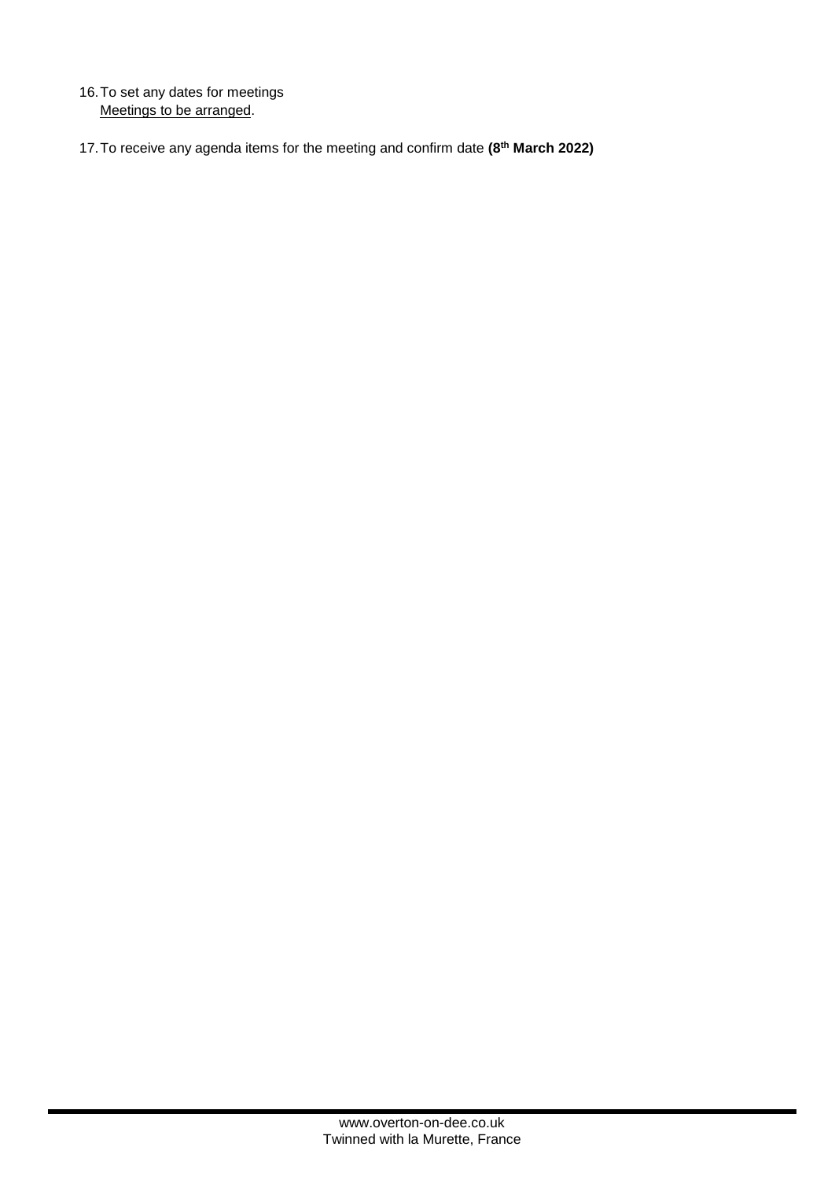16. To set any dates for meetings
    Meetings to be arranged.

17. To receive any agenda items for the meeting and confirm date **(8th March 2022)**